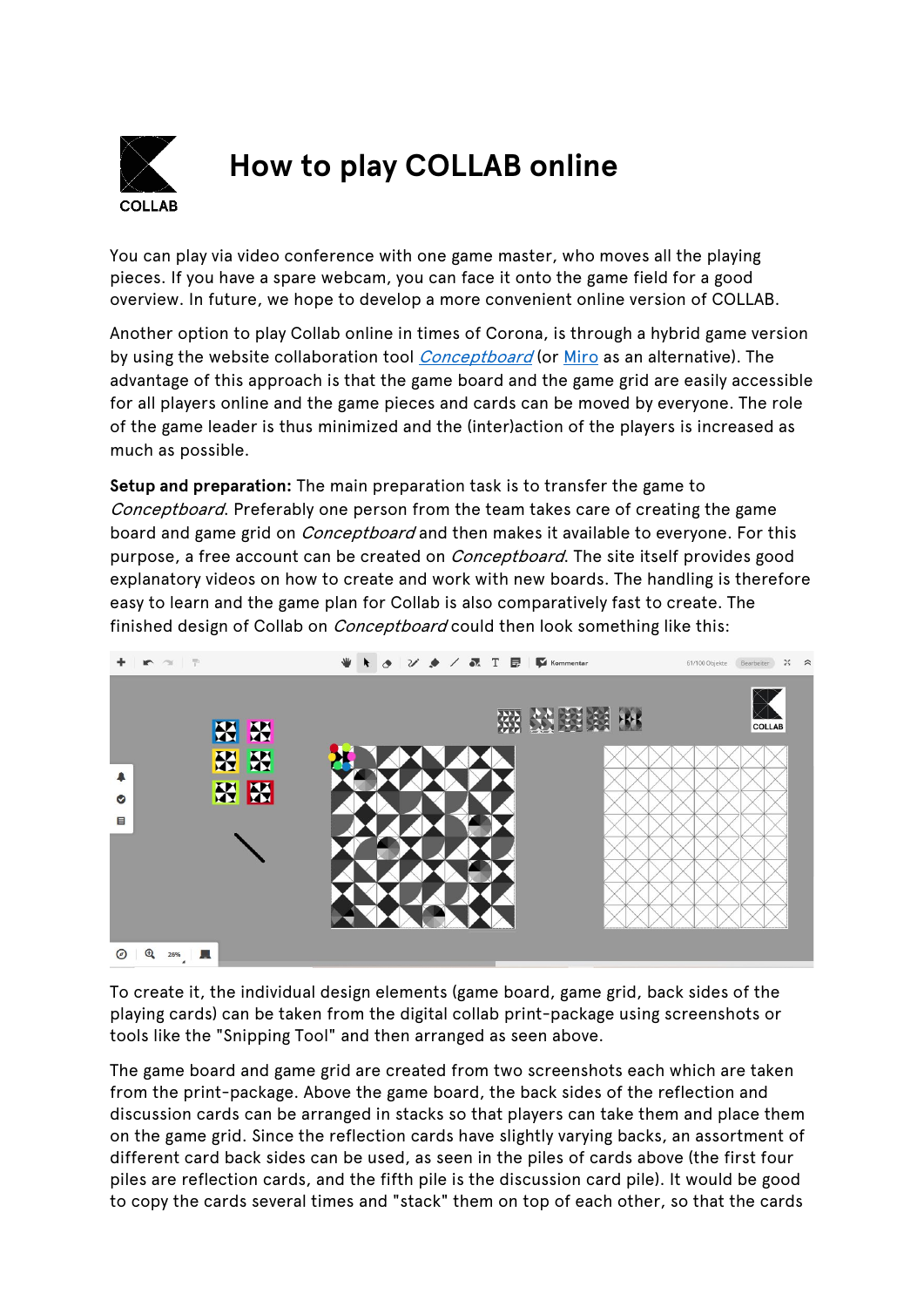# How to play COLLAB online

You can play via video conference with one game master, who moves all the playing pieces. If you have a spare webcam, you can face it onto the game field for a good overview. In future, we hope to develop a more convenient online version of COLLAB.

Another option to play Collab online in times of Corona, is through a hybrid game version by using the website collaboration tool *Conceptboard* (or Miro as an alternative). The advantage of this approach is that the game board and the game grid are easily accessible for all players online and the game pieces and cards can be moved by everyone. The role of the game leader is thus minimized and the (inter)action of the players is increased as much as possible.

**Setup and preparation:** The main preparation task is to transfer the game to *Conceptboard*. Preferably one person from the team takes care of creating the game board and game grid on *Conceptboard* and then makes it available to everyone. For this purpose, a free account can be created on *Conceptboard*. The site itself provides good explanatory videos on how to create and work with new boards. The handling is therefore easy to learn and the game plan for Collab is also comparatively fast to create. The finished design of Collab on *Conceptboard* could then look something like this:

To create it, the individual design elements (game board, game grid, back sides of the playing cards) can be taken from the digital collab print-package using screenshots or tools like the "Snipping Tool" and then arranged as seen above.

The game board and game grid are created from two screenshots each which are taken from the print-package. Above the game board, the back sides of the reflection and discussion cards can be arranged in stacks so that players can take them and place them on the game grid. Since the reflection cards have slightly varying backs, an assortment of different card back sides can be used, as seen in the piles of cards above (the first four piles are reflection cards, and the fifth pile is the discussion card pile). It would be good to copy the cards several times and "stack" them on top of each other, so that the cards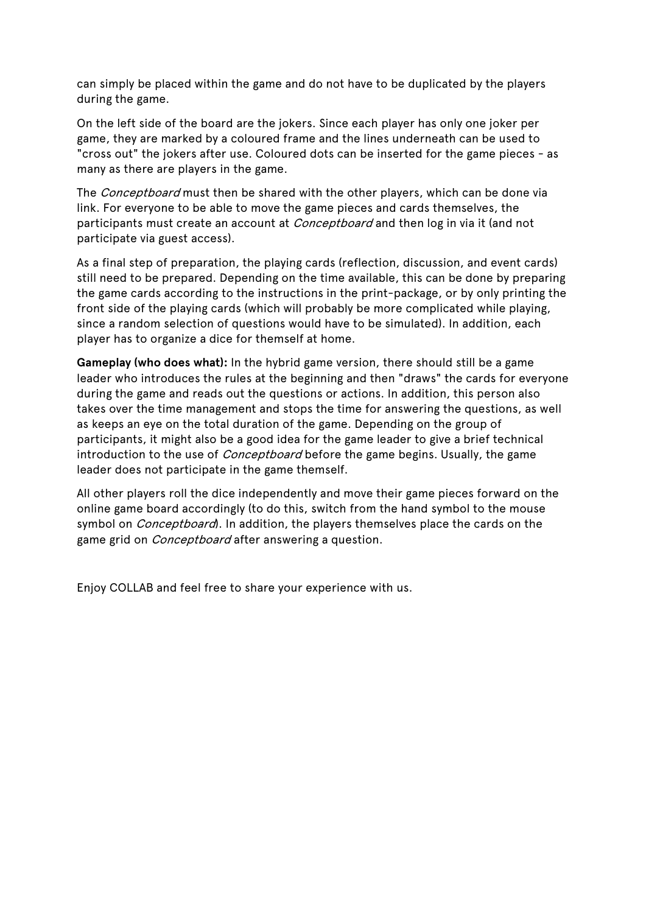can simply be placed within the game and do not have to be duplicated by the players during the game.

On the left side of the board are the jokers. Since each player has only one joker per game, they are marked by a coloured frame and the lines underneath can be used to "cross out" the jokers after use. Coloured dots can be inserted for the game pieces - as many as there are players in the game.

The *Conceptboard* must then be shared with the other players, which can be done via link. For everyone to be able to move the game pieces and cards themselves, the participants must create an account at *Conceptboard* and then log in via it (and not participate via guest access).

As a final step of preparation, the playing cards (reflection, discussion, and event cards) still need to be prepared. Depending on the time available, this can be done by preparing the game cards according to the instructions in the print-package, or by only printing the front side of the playing cards (which will probably be more complicated while playing, since a random selection of questions would have to be simulated). In addition, each player has to organize a dice for themself at home.

**Gameplay (who does what):** In the hybrid game version, there should still be a game leader who introduces the rules at the beginning and then "draws" the cards for everyone during the game and reads out the questions or actions. In addition, this person also takes over the time management and stops the time for answering the questions, as well as keeps an eye on the total duration of the game. Depending on the group of participants, it might also be a good idea for the game leader to give a brief technical introduction to the use of *Conceptboard* before the game begins. Usually, the game leader does not participate in the game themself.

All other players roll the dice independently and move their game pieces forward on the online game board accordingly (to do this, switch from the hand symbol to the mouse symbol on *Conceptboard*). In addition, the players themselves place the cards on the game grid on *Conceptboard* after answering a question.

Enjoy COLLAB and feel free to share your experience with us.